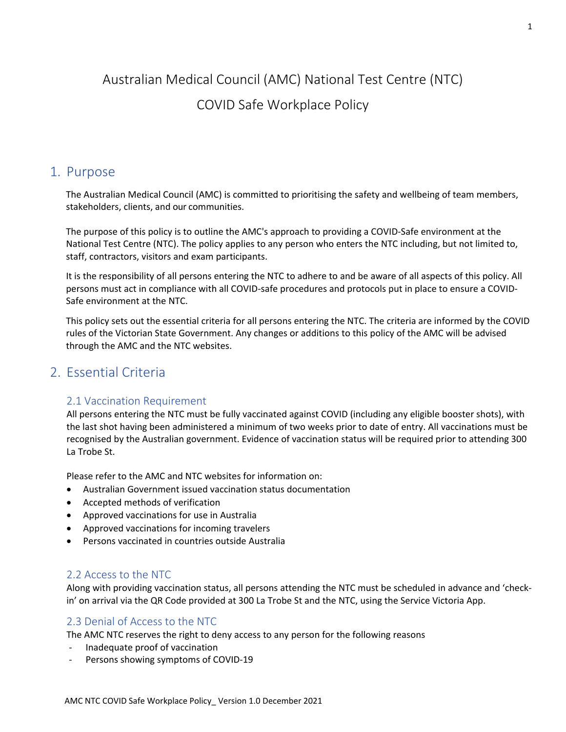# Australian Medical Council (AMC) National Test Centre (NTC)

# COVID Safe Workplace Policy

## 1. Purpose

The Australian Medical Council (AMC) is committed to prioritising the safety and wellbeing of team members, stakeholders, clients, and our communities.

The purpose of this policy is to outline the AMC's approach to providing a COVID-Safe environment at the National Test Centre (NTC). The policy applies to any person who enters the NTC including, but not limited to, staff, contractors, visitors and exam participants.

It is the responsibility of all persons entering the NTC to adhere to and be aware of all aspects of this policy. All persons must act in compliance with all COVID-safe procedures and protocols put in place to ensure a COVID-Safe environment at the NTC.

This policy sets out the essential criteria for all persons entering the NTC. The criteria are informed by the COVID rules of the Victorian State Government. Any changes or additions to this policy of the AMC will be advised through the AMC and the NTC websites.

## 2. Essential Criteria

### 2.1 Vaccination Requirement

All persons entering the NTC must be fully vaccinated against COVID (including any eligible booster shots), with the last shot having been administered a minimum of two weeks prior to date of entry. All vaccinations must be recognised by the Australian government. Evidence of vaccination status will be required prior to attending 300 La Trobe St.

Please refer to the AMC and NTC websites for information on:

- Australian Government issued vaccination status documentation
- Accepted methods of verification
- Approved vaccinations for use in Australia
- Approved vaccinations for incoming travelers
- Persons vaccinated in countries outside Australia

### 2.2 Access to the NTC

Along with providing vaccination status, all persons attending the NTC must be scheduled in advance and 'check-in' on arrival via the QR Code provided at 300 La Trobe St and the NTC, using the Service Victoria App.

### 2.3 Denial of Access to the NTC

The AMC NTC reserves the right to deny access to any person for the following reasons

- Inadequate proof of vaccination
- Persons showing symptoms of COVID-19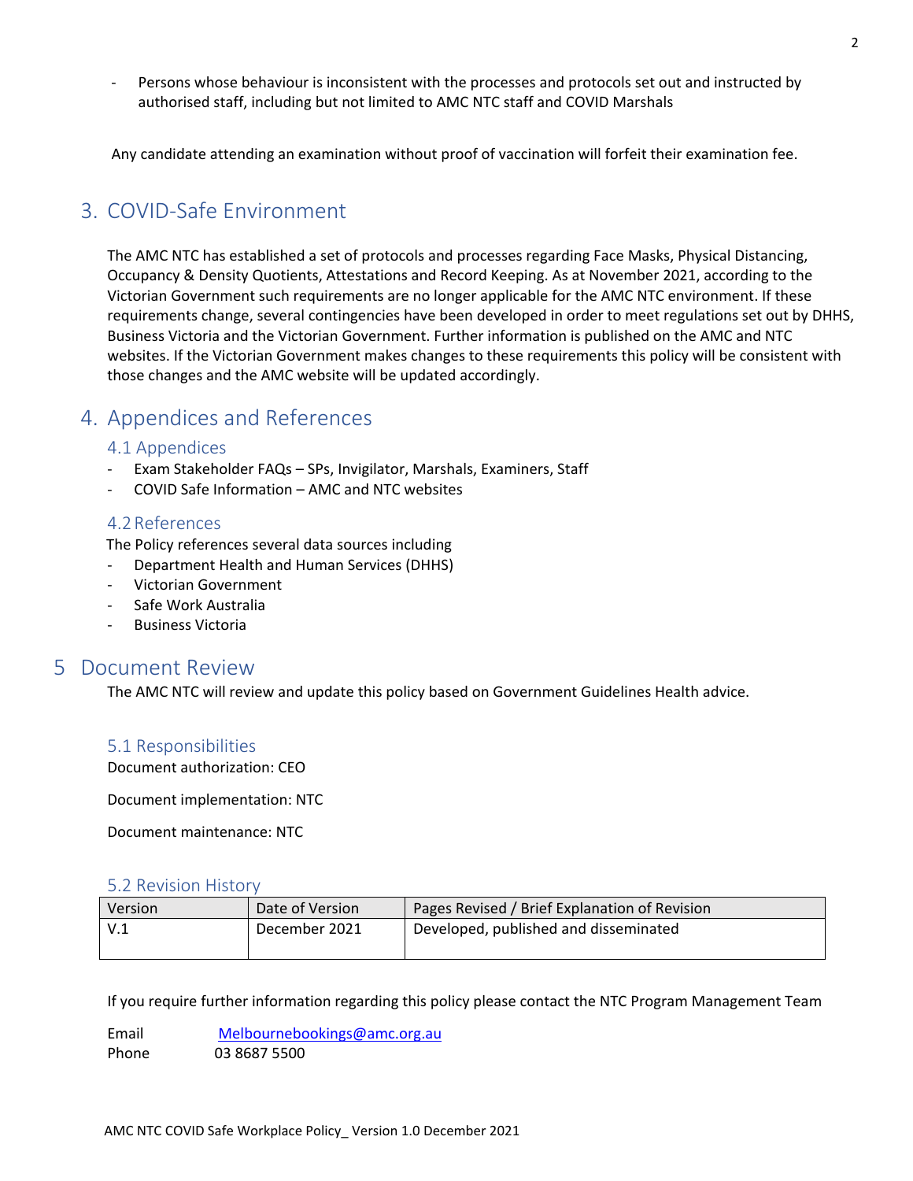- Persons whose behaviour is inconsistent with the processes and protocols set out and instructed by authorised staff, including but not limited to AMC NTC staff and COVID Marshals

Any candidate attending an examination without proof of vaccination will forfeit their examination fee.

## 3. COVID-Safe Environment

The AMC NTC has established a set of protocols and processes regarding Face Masks, Physical Distancing, Occupancy & Density Quotients, Attestations and Record Keeping. As at November 2021, according to the Victorian Government such requirements are no longer applicable for the AMC NTC environment. If these requirements change, several contingencies have been developed in order to meet regulations set out by DHHS, Business Victoria and the Victorian Government. Further information is published on the AMC and NTC websites. If the Victorian Government makes changes to these requirements this policy will be consistent with those changes and the AMC website will be updated accordingly.

## 4. Appendices and References

### 4.1 Appendices

- Exam Stakeholder FAQs – SPs, Invigilator, Marshals, Examiners, Staff
- COVID Safe Information – AMC and NTC websites

### 4.2 References

The Policy references several data sources including

- Department Health and Human Services (DHHS)
- Victorian Government
- Safe Work Australia
- Business Victoria

## 5 Document Review

The AMC NTC will review and update this policy based on Government Guidelines Health advice.

### 5.1 Responsibilities

Document authorization: CEO

Document implementation: NTC

Document maintenance: NTC

### 5.2 Revision History

| Version | Date of Version | Pages Revised / Brief Explanation of Revision |
|---|---|---|
| V.1 | December 2021 | Developed, published and disseminated |

If you require further information regarding this policy please contact the NTC Program Management Team

Email Melbournebookings@amc.org.au
Phone 03 8687 5500

AMC NTC COVID Safe Workplace Policy_ Version 1.0 December 2021